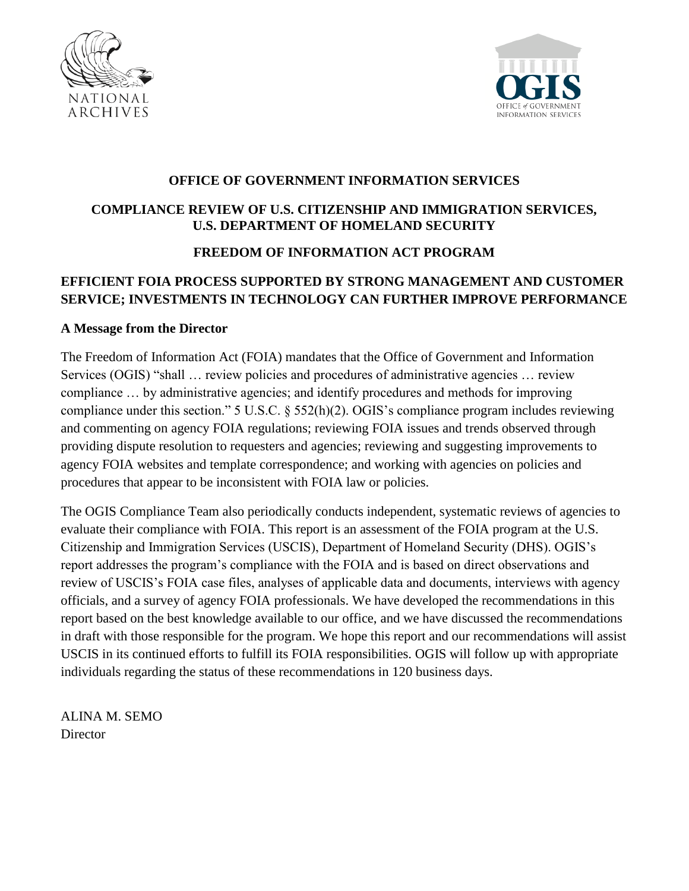# OFFICE OF GOVERNMENT INFORMATION SERVICES

## COMPLIANCE REVIEW OF U.S. CITIZENSHIP AND IMMIGRATION SERVICES, U.S. DEPARTMENT OF HOMELAND SECURITY

## FREEDOM OF INFORMATION ACT PROGRAM

## EFFICIENT FOIA PROCESS SUPPORTED BY STRONG MANAGEMENT AND CUSTOMER SERVICE; INVESTMENTS IN TECHNOLOGY CAN FURTHER IMPROVE PERFORMANCE

### A Message from the Director

The Freedom of Information Act (FOIA) mandates that the Office of Government and Information Services (OGIS) "shall … review policies and procedures of administrative agencies … review compliance … by administrative agencies; and identify procedures and methods for improving compliance under this section." 5 U.S.C. § 552(h)(2). OGIS's compliance program includes reviewing and commenting on agency FOIA regulations; reviewing FOIA issues and trends observed through providing dispute resolution to requesters and agencies; reviewing and suggesting improvements to agency FOIA websites and template correspondence; and working with agencies on policies and procedures that appear to be inconsistent with FOIA law or policies.

The OGIS Compliance Team also periodically conducts independent, systematic reviews of agencies to evaluate their compliance with FOIA. This report is an assessment of the FOIA program at the U.S. Citizenship and Immigration Services (USCIS), Department of Homeland Security (DHS). OGIS's report addresses the program's compliance with the FOIA and is based on direct observations and review of USCIS's FOIA case files, analyses of applicable data and documents, interviews with agency officials, and a survey of agency FOIA professionals. We have developed the recommendations in this report based on the best knowledge available to our office, and we have discussed the recommendations in draft with those responsible for the program. We hope this report and our recommendations will assist USCIS in its continued efforts to fulfill its FOIA responsibilities. OGIS will follow up with appropriate individuals regarding the status of these recommendations in 120 business days.

ALINA M. SEMO
Director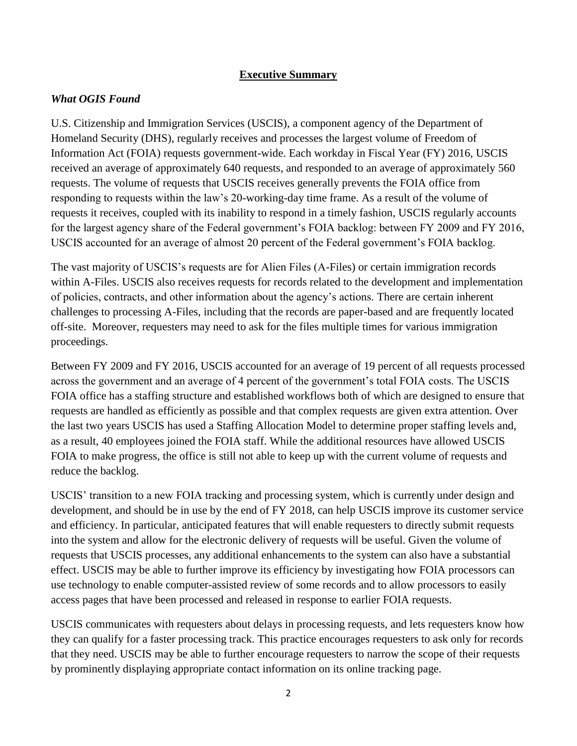## Executive Summary

### *What OGIS Found*

U.S. Citizenship and Immigration Services (USCIS), a component agency of the Department of Homeland Security (DHS), regularly receives and processes the largest volume of Freedom of Information Act (FOIA) requests government-wide. Each workday in Fiscal Year (FY) 2016, USCIS received an average of approximately 640 requests, and responded to an average of approximately 560 requests. The volume of requests that USCIS receives generally prevents the FOIA office from responding to requests within the law's 20-working-day time frame. As a result of the volume of requests it receives, coupled with its inability to respond in a timely fashion, USCIS regularly accounts for the largest agency share of the Federal government's FOIA backlog: between FY 2009 and FY 2016, USCIS accounted for an average of almost 20 percent of the Federal government's FOIA backlog.

The vast majority of USCIS's requests are for Alien Files (A-Files) or certain immigration records within A-Files. USCIS also receives requests for records related to the development and implementation of policies, contracts, and other information about the agency's actions. There are certain inherent challenges to processing A-Files, including that the records are paper-based and are frequently located off-site. Moreover, requesters may need to ask for the files multiple times for various immigration proceedings.

Between FY 2009 and FY 2016, USCIS accounted for an average of 19 percent of all requests processed across the government and an average of 4 percent of the government's total FOIA costs. The USCIS FOIA office has a staffing structure and established workflows both of which are designed to ensure that requests are handled as efficiently as possible and that complex requests are given extra attention. Over the last two years USCIS has used a Staffing Allocation Model to determine proper staffing levels and, as a result, 40 employees joined the FOIA staff. While the additional resources have allowed USCIS FOIA to make progress, the office is still not able to keep up with the current volume of requests and reduce the backlog.

USCIS' transition to a new FOIA tracking and processing system, which is currently under design and development, and should be in use by the end of FY 2018, can help USCIS improve its customer service and efficiency. In particular, anticipated features that will enable requesters to directly submit requests into the system and allow for the electronic delivery of requests will be useful. Given the volume of requests that USCIS processes, any additional enhancements to the system can also have a substantial effect. USCIS may be able to further improve its efficiency by investigating how FOIA processors can use technology to enable computer-assisted review of some records and to allow processors to easily access pages that have been processed and released in response to earlier FOIA requests.

USCIS communicates with requesters about delays in processing requests, and lets requesters know how they can qualify for a faster processing track. This practice encourages requesters to ask only for records that they need. USCIS may be able to further encourage requesters to narrow the scope of their requests by prominently displaying appropriate contact information on its online tracking page.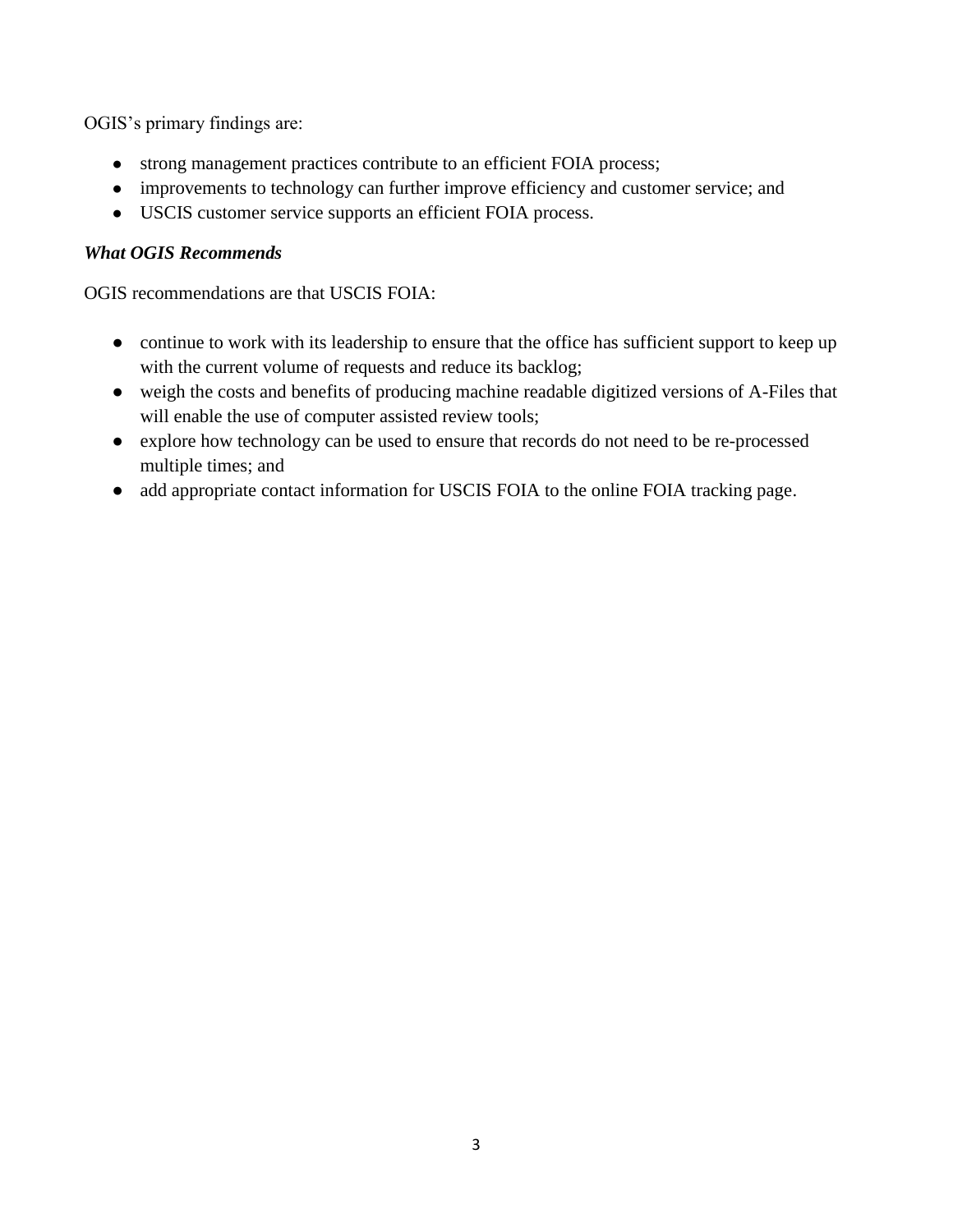OGIS's primary findings are:

- strong management practices contribute to an efficient FOIA process;
- improvements to technology can further improve efficiency and customer service; and
- USCIS customer service supports an efficient FOIA process.

***What OGIS Recommends***

OGIS recommendations are that USCIS FOIA:

- continue to work with its leadership to ensure that the office has sufficient support to keep up with the current volume of requests and reduce its backlog;
- weigh the costs and benefits of producing machine readable digitized versions of A-Files that will enable the use of computer assisted review tools;
- explore how technology can be used to ensure that records do not need to be re-processed multiple times; and
- add appropriate contact information for USCIS FOIA to the online FOIA tracking page.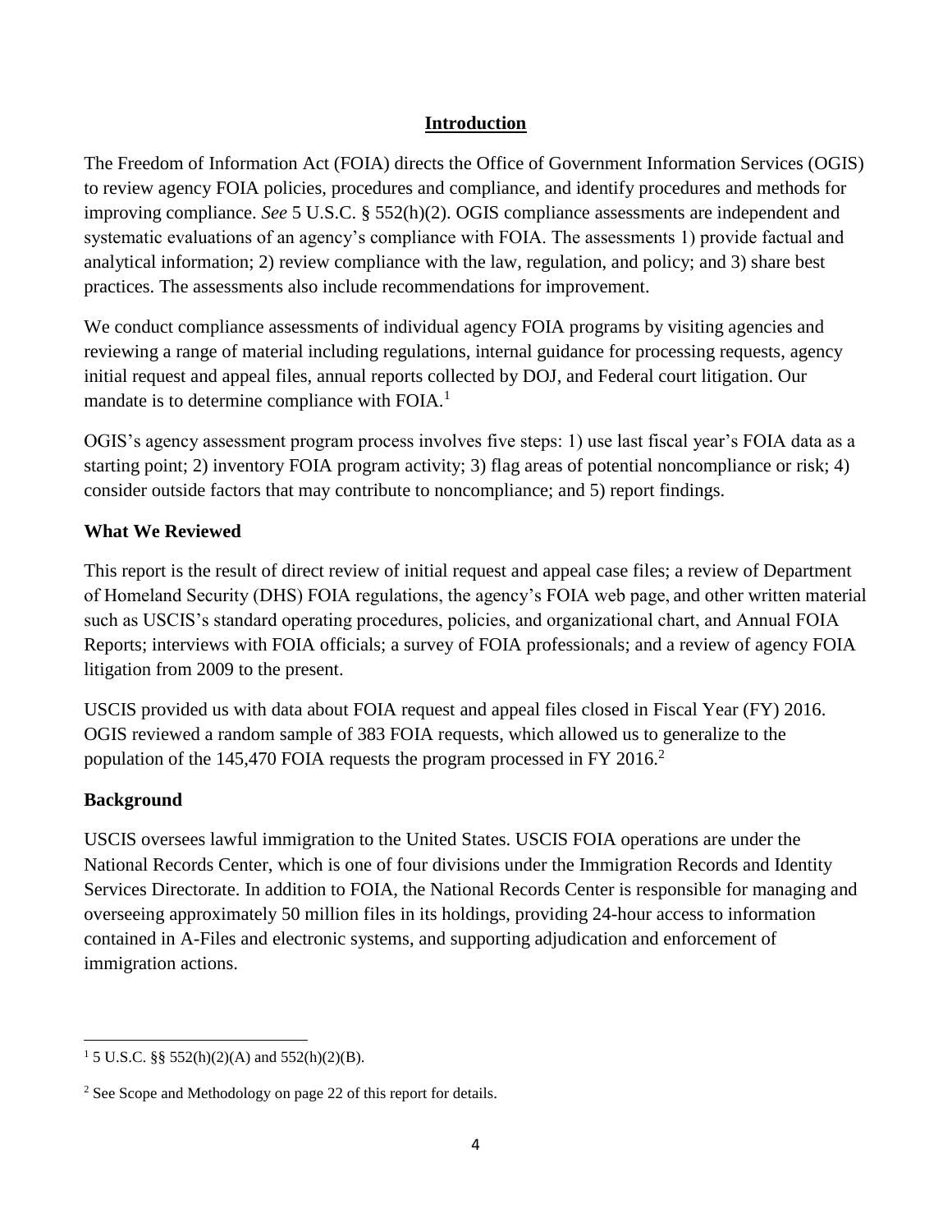## Introduction

The Freedom of Information Act (FOIA) directs the Office of Government Information Services (OGIS) to review agency FOIA policies, procedures and compliance, and identify procedures and methods for improving compliance. *See* 5 U.S.C. § 552(h)(2). OGIS compliance assessments are independent and systematic evaluations of an agency's compliance with FOIA. The assessments 1) provide factual and analytical information; 2) review compliance with the law, regulation, and policy; and 3) share best practices. The assessments also include recommendations for improvement.

We conduct compliance assessments of individual agency FOIA programs by visiting agencies and reviewing a range of material including regulations, internal guidance for processing requests, agency initial request and appeal files, annual reports collected by DOJ, and Federal court litigation. Our mandate is to determine compliance with FOIA.[1]

OGIS's agency assessment program process involves five steps: 1) use last fiscal year's FOIA data as a starting point; 2) inventory FOIA program activity; 3) flag areas of potential noncompliance or risk; 4) consider outside factors that may contribute to noncompliance; and 5) report findings.

### What We Reviewed

This report is the result of direct review of initial request and appeal case files; a review of Department of Homeland Security (DHS) FOIA regulations, the agency's FOIA web page, and other written material such as USCIS's standard operating procedures, policies, and organizational chart, and Annual FOIA Reports; interviews with FOIA officials; a survey of FOIA professionals; and a review of agency FOIA litigation from 2009 to the present.

USCIS provided us with data about FOIA request and appeal files closed in Fiscal Year (FY) 2016. OGIS reviewed a random sample of 383 FOIA requests, which allowed us to generalize to the population of the 145,470 FOIA requests the program processed in FY 2016.[2]

### Background

USCIS oversees lawful immigration to the United States. USCIS FOIA operations are under the National Records Center, which is one of four divisions under the Immigration Records and Identity Services Directorate. In addition to FOIA, the National Records Center is responsible for managing and overseeing approximately 50 million files in its holdings, providing 24-hour access to information contained in A-Files and electronic systems, and supporting adjudication and enforcement of immigration actions.

---

[1] 5 U.S.C. §§ 552(h)(2)(A) and 552(h)(2)(B).

[2] See Scope and Methodology on page 22 of this report for details.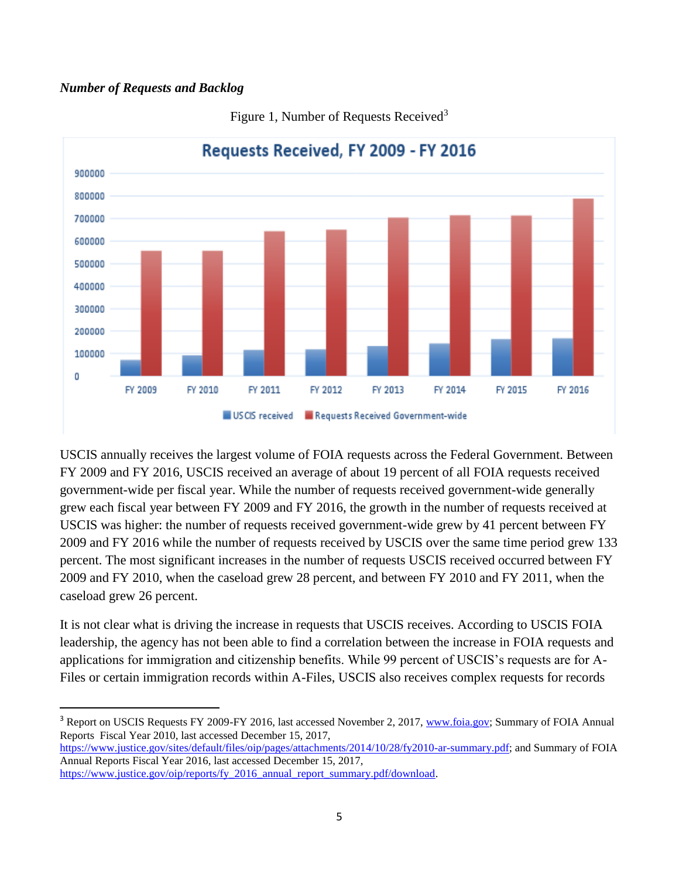***Number of Requests and Backlog***

Figure 1, Number of Requests Received[3]

USCIS annually receives the largest volume of FOIA requests across the Federal Government. Between FY 2009 and FY 2016, USCIS received an average of about 19 percent of all FOIA requests received government-wide per fiscal year. While the number of requests received government-wide generally grew each fiscal year between FY 2009 and FY 2016, the growth in the number of requests received at USCIS was higher: the number of requests received government-wide grew by 41 percent between FY 2009 and FY 2016 while the number of requests received by USCIS over the same time period grew 133 percent. The most significant increases in the number of requests USCIS received occurred between FY 2009 and FY 2010, when the caseload grew 28 percent, and between FY 2010 and FY 2011, when the caseload grew 26 percent.

It is not clear what is driving the increase in requests that USCIS receives. According to USCIS FOIA leadership, the agency has not been able to find a correlation between the increase in FOIA requests and applications for immigration and citizenship benefits. While 99 percent of USCIS's requests are for A-Files or certain immigration records within A-Files, USCIS also receives complex requests for records

---

[3] Report on USCIS Requests FY 2009-FY 2016, last accessed November 2, 2017, www.foia.gov; Summary of FOIA Annual Reports Fiscal Year 2010, last accessed December 15, 2017, https://www.justice.gov/sites/default/files/oip/pages/attachments/2014/10/28/fy2010-ar-summary.pdf; and Summary of FOIA Annual Reports Fiscal Year 2016, last accessed December 15, 2017, https://www.justice.gov/oip/reports/fy_2016_annual_report_summary.pdf/download.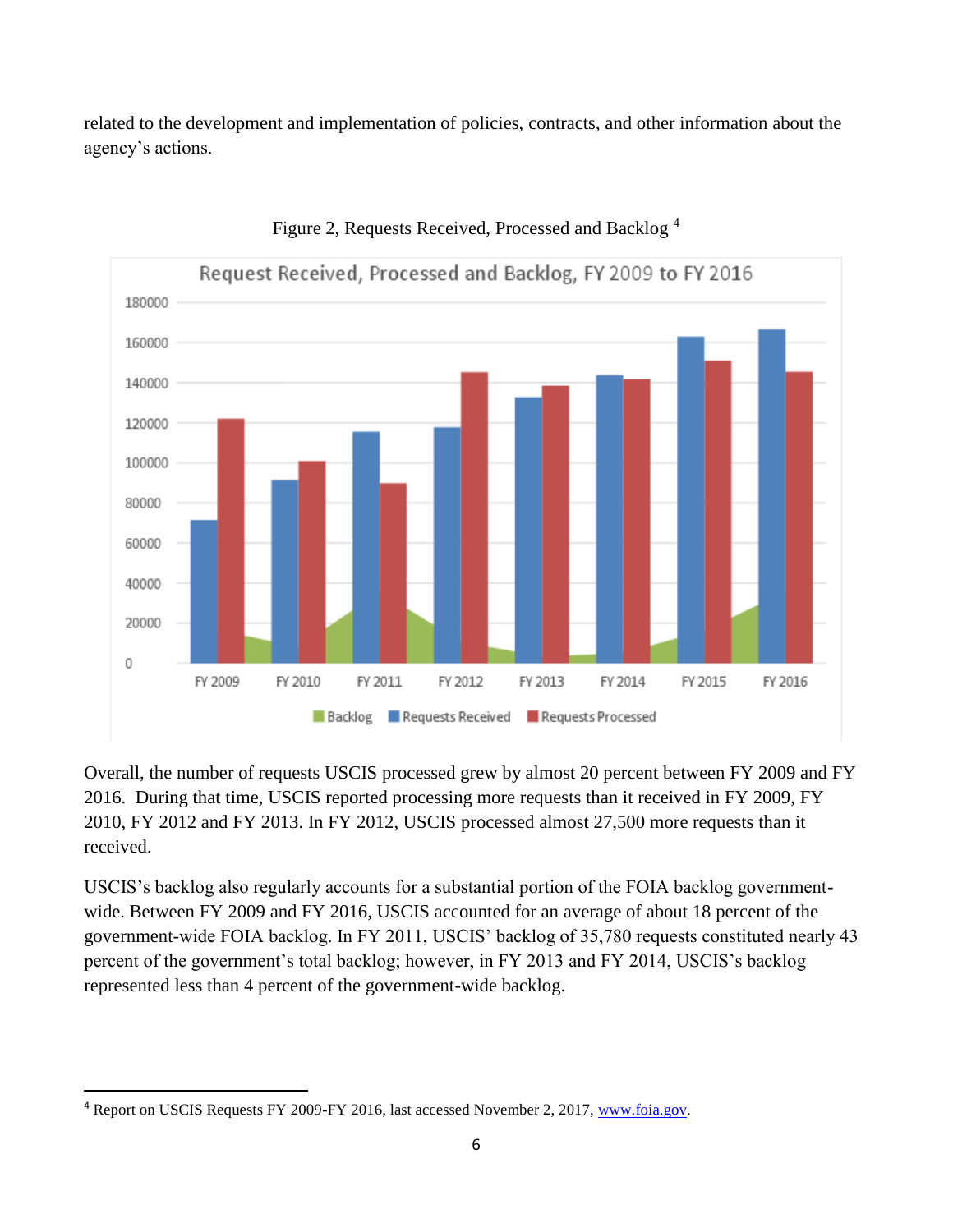related to the development and implementation of policies, contracts, and other information about the agency's actions.

Figure 2, Requests Received, Processed and Backlog [4]

Overall, the number of requests USCIS processed grew by almost 20 percent between FY 2009 and FY 2016. During that time, USCIS reported processing more requests than it received in FY 2009, FY 2010, FY 2012 and FY 2013. In FY 2012, USCIS processed almost 27,500 more requests than it received.

USCIS's backlog also regularly accounts for a substantial portion of the FOIA backlog government-wide. Between FY 2009 and FY 2016, USCIS accounted for an average of about 18 percent of the government-wide FOIA backlog. In FY 2011, USCIS' backlog of 35,780 requests constituted nearly 43 percent of the government's total backlog; however, in FY 2013 and FY 2014, USCIS's backlog represented less than 4 percent of the government-wide backlog.

---

[4] Report on USCIS Requests FY 2009-FY 2016, last accessed November 2, 2017, www.foia.gov.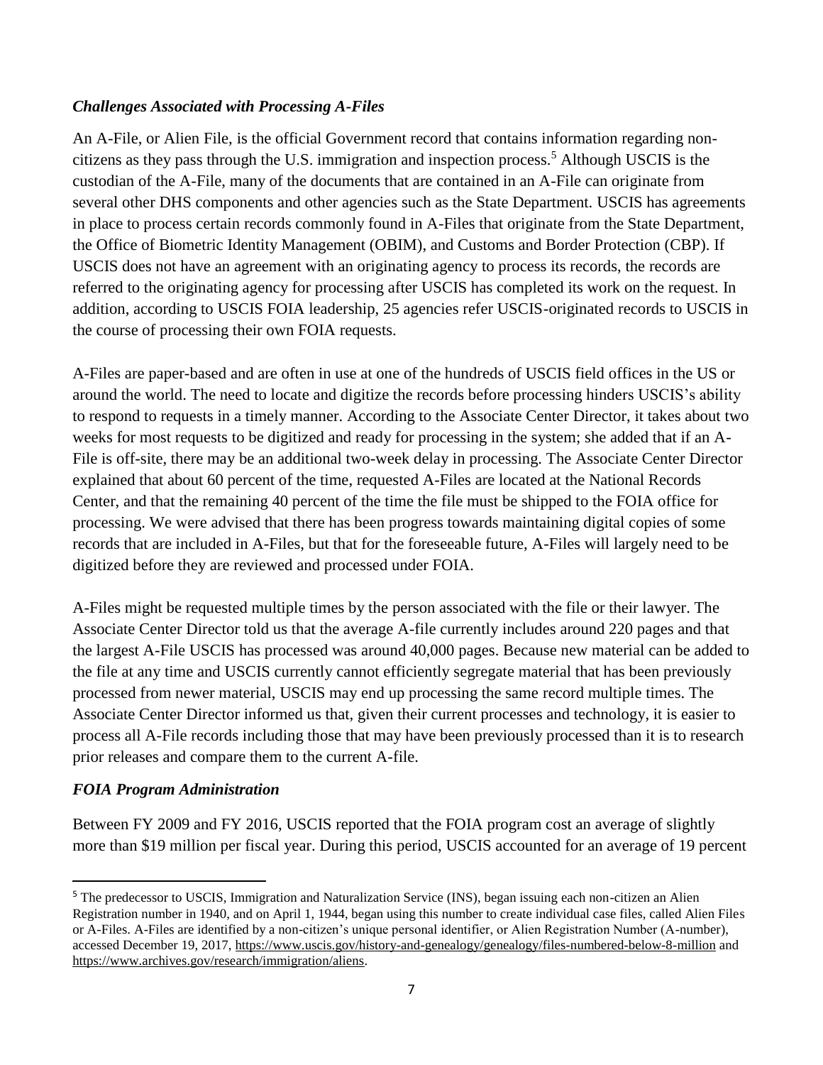### *Challenges Associated with Processing A-Files*

An A-File, or Alien File, is the official Government record that contains information regarding non-citizens as they pass through the U.S. immigration and inspection process.[5] Although USCIS is the custodian of the A-File, many of the documents that are contained in an A-File can originate from several other DHS components and other agencies such as the State Department. USCIS has agreements in place to process certain records commonly found in A-Files that originate from the State Department, the Office of Biometric Identity Management (OBIM), and Customs and Border Protection (CBP). If USCIS does not have an agreement with an originating agency to process its records, the records are referred to the originating agency for processing after USCIS has completed its work on the request. In addition, according to USCIS FOIA leadership, 25 agencies refer USCIS-originated records to USCIS in the course of processing their own FOIA requests.

A-Files are paper-based and are often in use at one of the hundreds of USCIS field offices in the US or around the world. The need to locate and digitize the records before processing hinders USCIS's ability to respond to requests in a timely manner. According to the Associate Center Director, it takes about two weeks for most requests to be digitized and ready for processing in the system; she added that if an A-File is off-site, there may be an additional two-week delay in processing. The Associate Center Director explained that about 60 percent of the time, requested A-Files are located at the National Records Center, and that the remaining 40 percent of the time the file must be shipped to the FOIA office for processing. We were advised that there has been progress towards maintaining digital copies of some records that are included in A-Files, but that for the foreseeable future, A-Files will largely need to be digitized before they are reviewed and processed under FOIA.

A-Files might be requested multiple times by the person associated with the file or their lawyer. The Associate Center Director told us that the average A-file currently includes around 220 pages and that the largest A-File USCIS has processed was around 40,000 pages. Because new material can be added to the file at any time and USCIS currently cannot efficiently segregate material that has been previously processed from newer material, USCIS may end up processing the same record multiple times. The Associate Center Director informed us that, given their current processes and technology, it is easier to process all A-File records including those that may have been previously processed than it is to research prior releases and compare them to the current A-file.

### *FOIA Program Administration*

Between FY 2009 and FY 2016, USCIS reported that the FOIA program cost an average of slightly more than $19 million per fiscal year. During this period, USCIS accounted for an average of 19 percent

---

[5] The predecessor to USCIS, Immigration and Naturalization Service (INS), began issuing each non-citizen an Alien Registration number in 1940, and on April 1, 1944, began using this number to create individual case files, called Alien Files or A-Files. A-Files are identified by a non-citizen's unique personal identifier, or Alien Registration Number (A-number), accessed December 19, 2017, https://www.uscis.gov/history-and-genealogy/genealogy/files-numbered-below-8-million and https://www.archives.gov/research/immigration/aliens.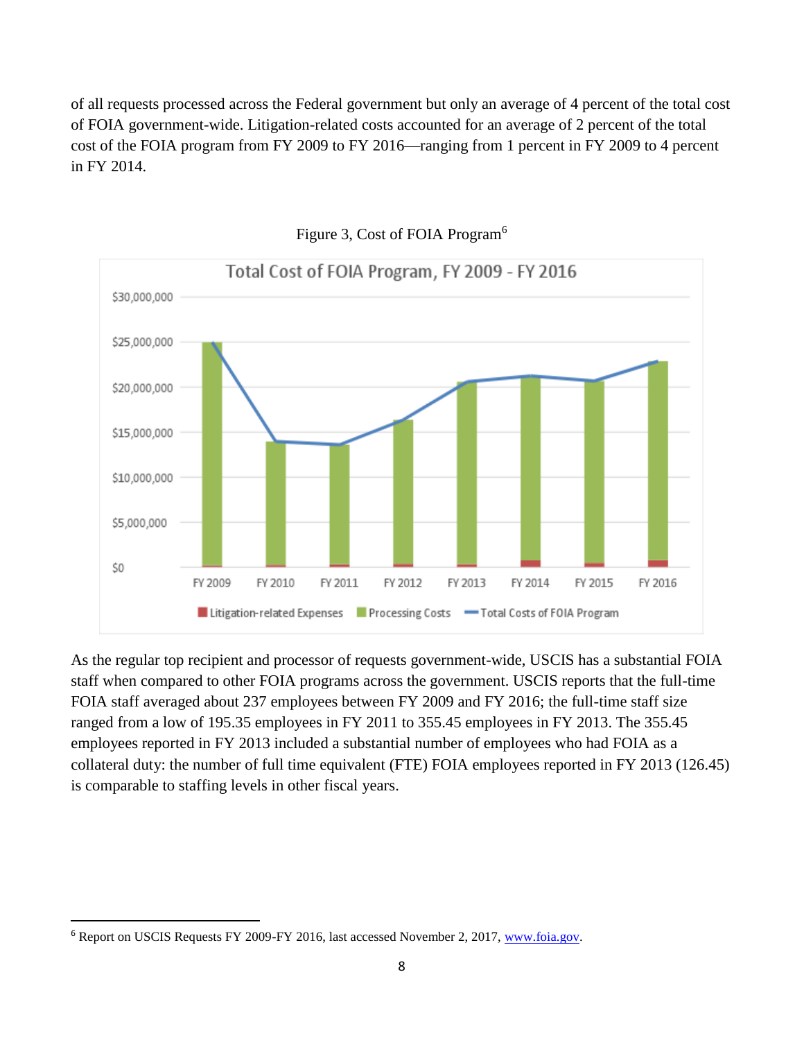of all requests processed across the Federal government but only an average of 4 percent of the total cost of FOIA government-wide. Litigation-related costs accounted for an average of 2 percent of the total cost of the FOIA program from FY 2009 to FY 2016—ranging from 1 percent in FY 2009 to 4 percent in FY 2014.

Figure 3, Cost of FOIA Program[6]

As the regular top recipient and processor of requests government-wide, USCIS has a substantial FOIA staff when compared to other FOIA programs across the government. USCIS reports that the full-time FOIA staff averaged about 237 employees between FY 2009 and FY 2016; the full-time staff size ranged from a low of 195.35 employees in FY 2011 to 355.45 employees in FY 2013. The 355.45 employees reported in FY 2013 included a substantial number of employees who had FOIA as a collateral duty: the number of full time equivalent (FTE) FOIA employees reported in FY 2013 (126.45) is comparable to staffing levels in other fiscal years.

---

[6] Report on USCIS Requests FY 2009-FY 2016, last accessed November 2, 2017, [www.foia.gov](www.foia.gov).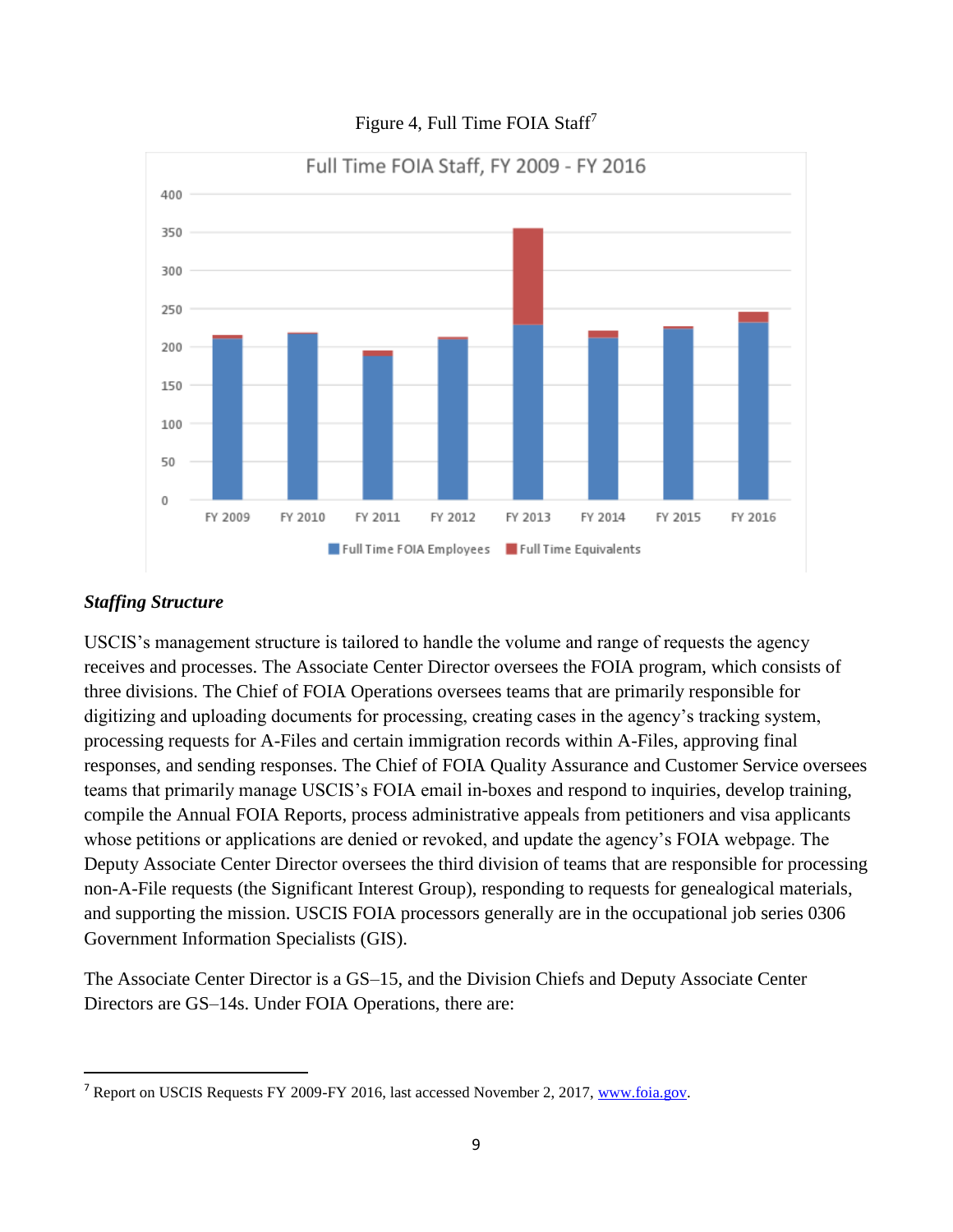Figure 4, Full Time FOIA Staff[7]

### *Staffing Structure*

USCIS's management structure is tailored to handle the volume and range of requests the agency receives and processes. The Associate Center Director oversees the FOIA program, which consists of three divisions. The Chief of FOIA Operations oversees teams that are primarily responsible for digitizing and uploading documents for processing, creating cases in the agency's tracking system, processing requests for A-Files and certain immigration records within A-Files, approving final responses, and sending responses. The Chief of FOIA Quality Assurance and Customer Service oversees teams that primarily manage USCIS's FOIA email in-boxes and respond to inquiries, develop training, compile the Annual FOIA Reports, process administrative appeals from petitioners and visa applicants whose petitions or applications are denied or revoked, and update the agency's FOIA webpage. The Deputy Associate Center Director oversees the third division of teams that are responsible for processing non-A-File requests (the Significant Interest Group), responding to requests for genealogical materials, and supporting the mission. USCIS FOIA processors generally are in the occupational job series 0306 Government Information Specialists (GIS).

The Associate Center Director is a GS–15, and the Division Chiefs and Deputy Associate Center Directors are GS–14s. Under FOIA Operations, there are:

---

[7] Report on USCIS Requests FY 2009-FY 2016, last accessed November 2, 2017, www.foia.gov.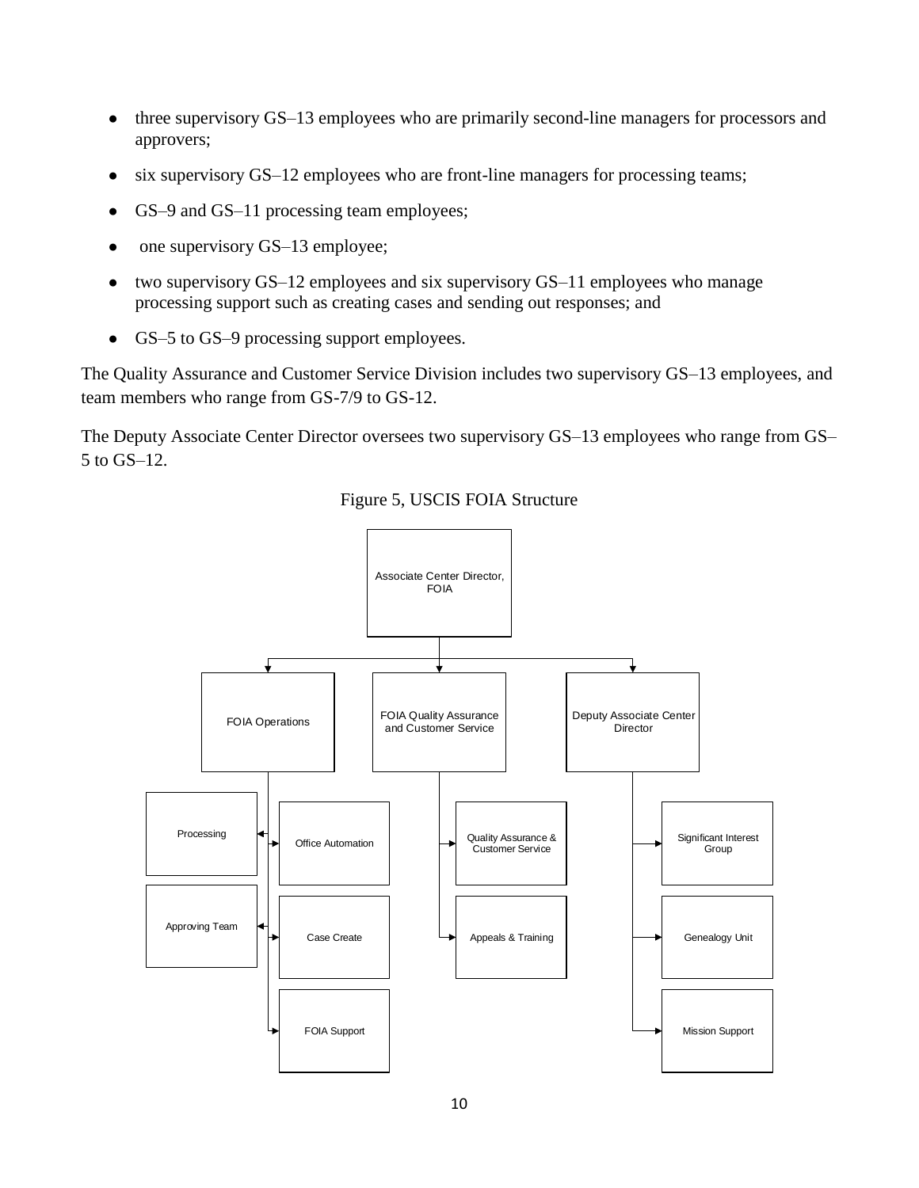- three supervisory GS–13 employees who are primarily second-line managers for processors and approvers;
- six supervisory GS–12 employees who are front-line managers for processing teams;
- GS–9 and GS–11 processing team employees;
- one supervisory GS–13 employee;
- two supervisory GS–12 employees and six supervisory GS–11 employees who manage processing support such as creating cases and sending out responses; and
- GS–5 to GS–9 processing support employees.

The Quality Assurance and Customer Service Division includes two supervisory GS–13 employees, and team members who range from GS-7/9 to GS-12.

The Deputy Associate Center Director oversees two supervisory GS–13 employees who range from GS–5 to GS–12.

Figure 5, USCIS FOIA Structure

- Associate Center Director, FOIA
  - FOIA Operations
    - Processing
    - Approving Team
    - Office Automation
    - Case Create
    - FOIA Support
  - FOIA Quality Assurance and Customer Service
    - Quality Assurance & Customer Service
    - Appeals & Training
  - Deputy Associate Center Director
    - Significant Interest Group
    - Genealogy Unit
    - Mission Support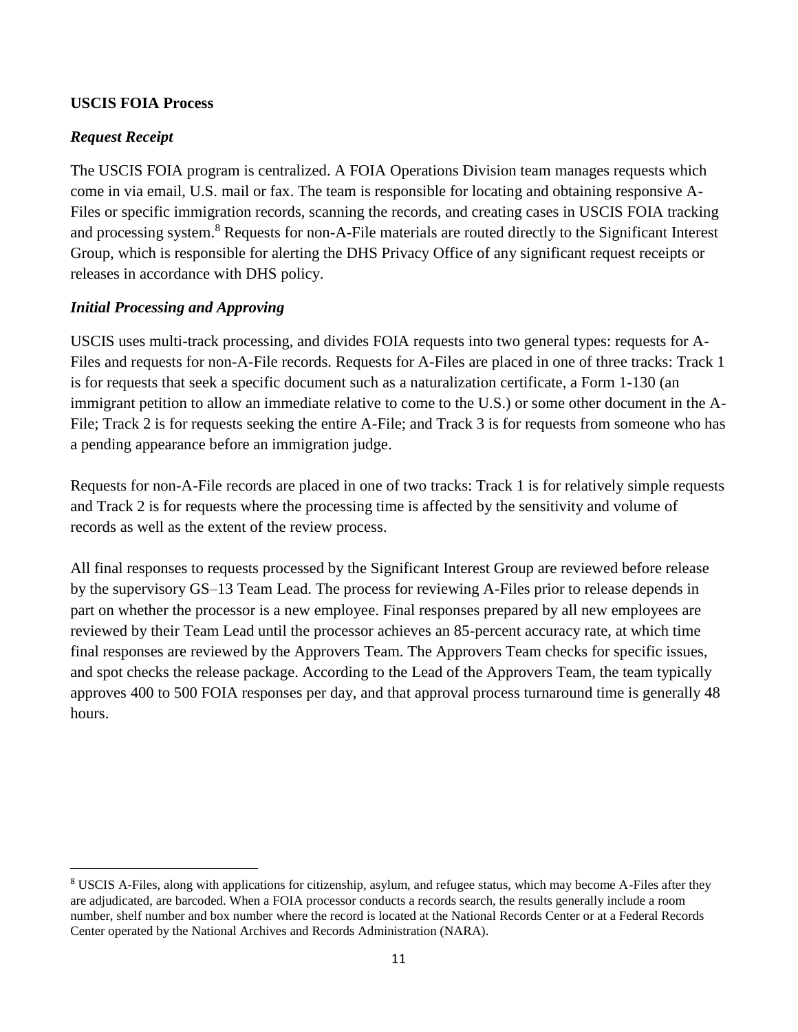**USCIS FOIA Process**

***Request Receipt***

The USCIS FOIA program is centralized. A FOIA Operations Division team manages requests which come in via email, U.S. mail or fax. The team is responsible for locating and obtaining responsive A-Files or specific immigration records, scanning the records, and creating cases in USCIS FOIA tracking and processing system.[8] Requests for non-A-File materials are routed directly to the Significant Interest Group, which is responsible for alerting the DHS Privacy Office of any significant request receipts or releases in accordance with DHS policy.

***Initial Processing and Approving***

USCIS uses multi-track processing, and divides FOIA requests into two general types: requests for A-Files and requests for non-A-File records. Requests for A-Files are placed in one of three tracks: Track 1 is for requests that seek a specific document such as a naturalization certificate, a Form 1-130 (an immigrant petition to allow an immediate relative to come to the U.S.) or some other document in the A-File; Track 2 is for requests seeking the entire A-File; and Track 3 is for requests from someone who has a pending appearance before an immigration judge.

Requests for non-A-File records are placed in one of two tracks: Track 1 is for relatively simple requests and Track 2 is for requests where the processing time is affected by the sensitivity and volume of records as well as the extent of the review process.

All final responses to requests processed by the Significant Interest Group are reviewed before release by the supervisory GS–13 Team Lead. The process for reviewing A-Files prior to release depends in part on whether the processor is a new employee. Final responses prepared by all new employees are reviewed by their Team Lead until the processor achieves an 85-percent accuracy rate, at which time final responses are reviewed by the Approvers Team. The Approvers Team checks for specific issues, and spot checks the release package. According to the Lead of the Approvers Team, the team typically approves 400 to 500 FOIA responses per day, and that approval process turnaround time is generally 48 hours.

---

[8] USCIS A-Files, along with applications for citizenship, asylum, and refugee status, which may become A-Files after they are adjudicated, are barcoded. When a FOIA processor conducts a records search, the results generally include a room number, shelf number and box number where the record is located at the National Records Center or at a Federal Records Center operated by the National Archives and Records Administration (NARA).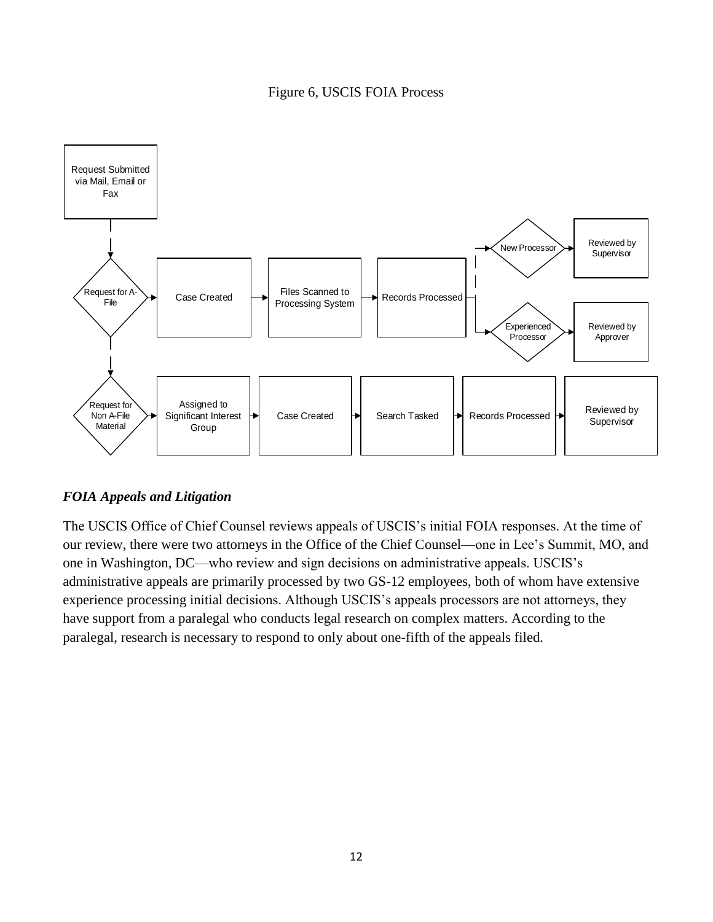Figure 6, USCIS FOIA Process

Request Submitted via Mail, Email or Fax

Request for A-File → Case Created → Files Scanned to Processing System → Records Processed → New Processor → Reviewed by Supervisor

Records Processed → Experienced Processor → Reviewed by Approver

Request for Non A-File Material → Assigned to Significant Interest Group → Case Created → Search Tasked → Records Processed → Reviewed by Supervisor

### *FOIA Appeals and Litigation*

The USCIS Office of Chief Counsel reviews appeals of USCIS's initial FOIA responses. At the time of our review, there were two attorneys in the Office of the Chief Counsel—one in Lee's Summit, MO, and one in Washington, DC—who review and sign decisions on administrative appeals. USCIS's administrative appeals are primarily processed by two GS-12 employees, both of whom have extensive experience processing initial decisions. Although USCIS's appeals processors are not attorneys, they have support from a paralegal who conducts legal research on complex matters. According to the paralegal, research is necessary to respond to only about one-fifth of the appeals filed.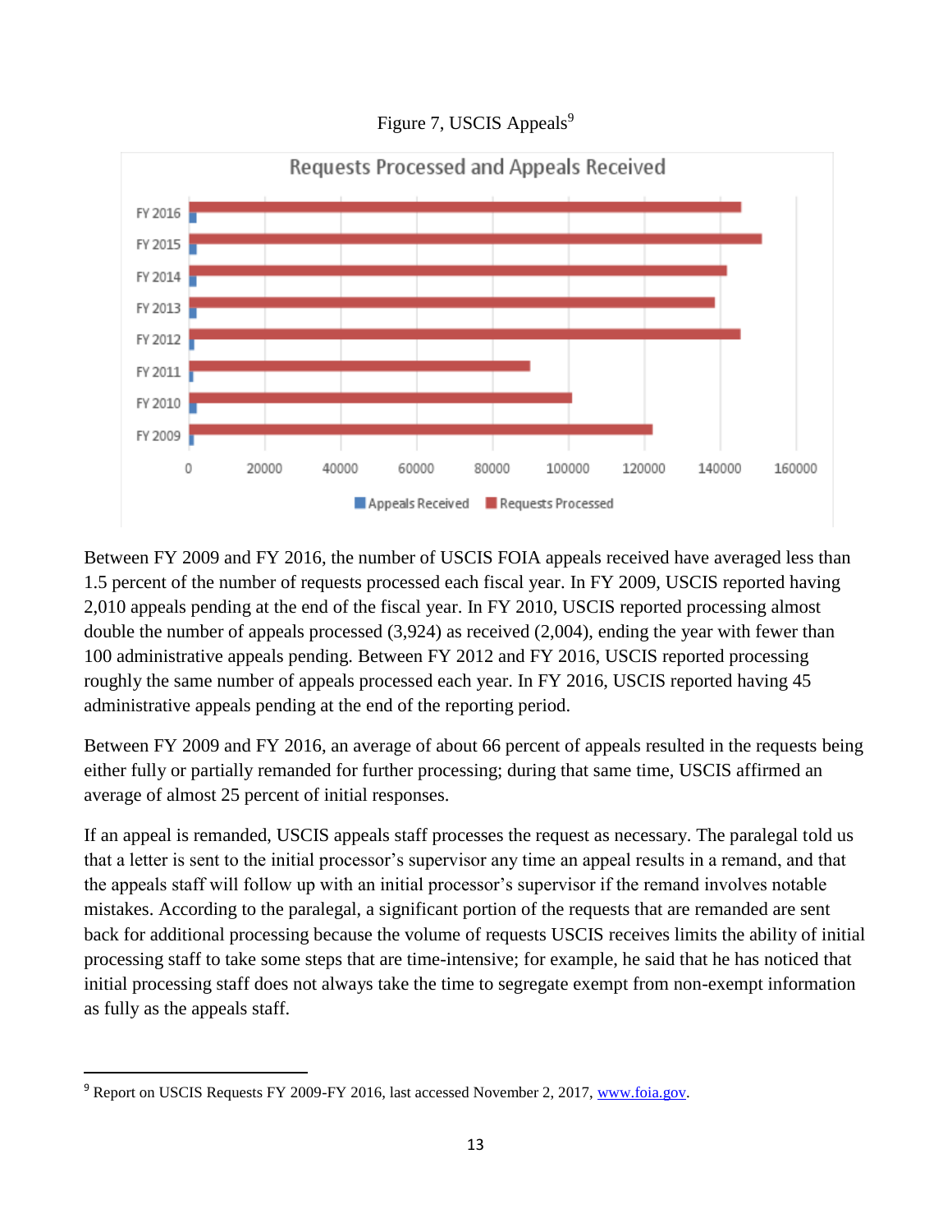Figure 7, USCIS Appeals[9]

Between FY 2009 and FY 2016, the number of USCIS FOIA appeals received have averaged less than 1.5 percent of the number of requests processed each fiscal year. In FY 2009, USCIS reported having 2,010 appeals pending at the end of the fiscal year. In FY 2010, USCIS reported processing almost double the number of appeals processed (3,924) as received (2,004), ending the year with fewer than 100 administrative appeals pending. Between FY 2012 and FY 2016, USCIS reported processing roughly the same number of appeals processed each year. In FY 2016, USCIS reported having 45 administrative appeals pending at the end of the reporting period.

Between FY 2009 and FY 2016, an average of about 66 percent of appeals resulted in the requests being either fully or partially remanded for further processing; during that same time, USCIS affirmed an average of almost 25 percent of initial responses.

If an appeal is remanded, USCIS appeals staff processes the request as necessary. The paralegal told us that a letter is sent to the initial processor's supervisor any time an appeal results in a remand, and that the appeals staff will follow up with an initial processor's supervisor if the remand involves notable mistakes. According to the paralegal, a significant portion of the requests that are remanded are sent back for additional processing because the volume of requests USCIS receives limits the ability of initial processing staff to take some steps that are time-intensive; for example, he said that he has noticed that initial processing staff does not always take the time to segregate exempt from non-exempt information as fully as the appeals staff.

---

[9] Report on USCIS Requests FY 2009-FY 2016, last accessed November 2, 2017, www.foia.gov.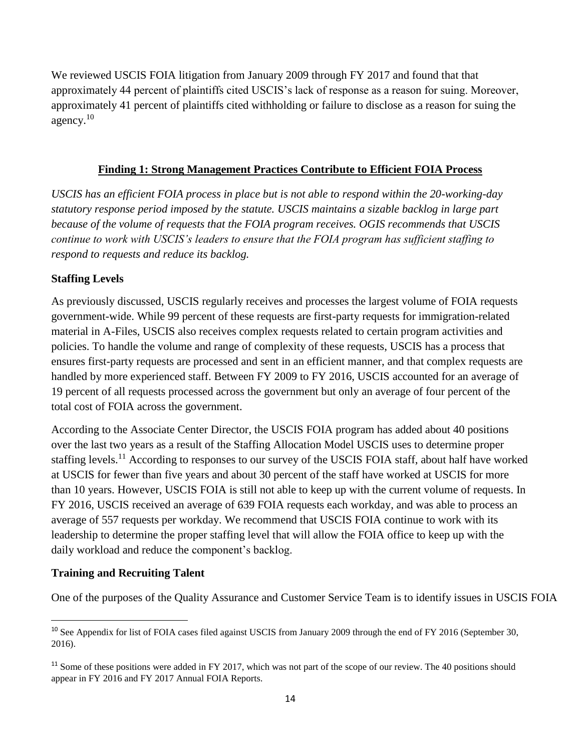We reviewed USCIS FOIA litigation from January 2009 through FY 2017 and found that that approximately 44 percent of plaintiffs cited USCIS's lack of response as a reason for suing. Moreover, approximately 41 percent of plaintiffs cited withholding or failure to disclose as a reason for suing the agency.[10]

## Finding 1: Strong Management Practices Contribute to Efficient FOIA Process

*USCIS has an efficient FOIA process in place but is not able to respond within the 20-working-day statutory response period imposed by the statute. USCIS maintains a sizable backlog in large part because of the volume of requests that the FOIA program receives. OGIS recommends that USCIS continue to work with USCIS's leaders to ensure that the FOIA program has sufficient staffing to respond to requests and reduce its backlog.*

### Staffing Levels

As previously discussed, USCIS regularly receives and processes the largest volume of FOIA requests government-wide. While 99 percent of these requests are first-party requests for immigration-related material in A-Files, USCIS also receives complex requests related to certain program activities and policies. To handle the volume and range of complexity of these requests, USCIS has a process that ensures first-party requests are processed and sent in an efficient manner, and that complex requests are handled by more experienced staff. Between FY 2009 to FY 2016, USCIS accounted for an average of 19 percent of all requests processed across the government but only an average of four percent of the total cost of FOIA across the government.

According to the Associate Center Director, the USCIS FOIA program has added about 40 positions over the last two years as a result of the Staffing Allocation Model USCIS uses to determine proper staffing levels.[11] According to responses to our survey of the USCIS FOIA staff, about half have worked at USCIS for fewer than five years and about 30 percent of the staff have worked at USCIS for more than 10 years. However, USCIS FOIA is still not able to keep up with the current volume of requests. In FY 2016, USCIS received an average of 639 FOIA requests each workday, and was able to process an average of 557 requests per workday. We recommend that USCIS FOIA continue to work with its leadership to determine the proper staffing level that will allow the FOIA office to keep up with the daily workload and reduce the component's backlog.

### Training and Recruiting Talent

One of the purposes of the Quality Assurance and Customer Service Team is to identify issues in USCIS FOIA

---

[10] See Appendix for list of FOIA cases filed against USCIS from January 2009 through the end of FY 2016 (September 30, 2016).

[11] Some of these positions were added in FY 2017, which was not part of the scope of our review. The 40 positions should appear in FY 2016 and FY 2017 Annual FOIA Reports.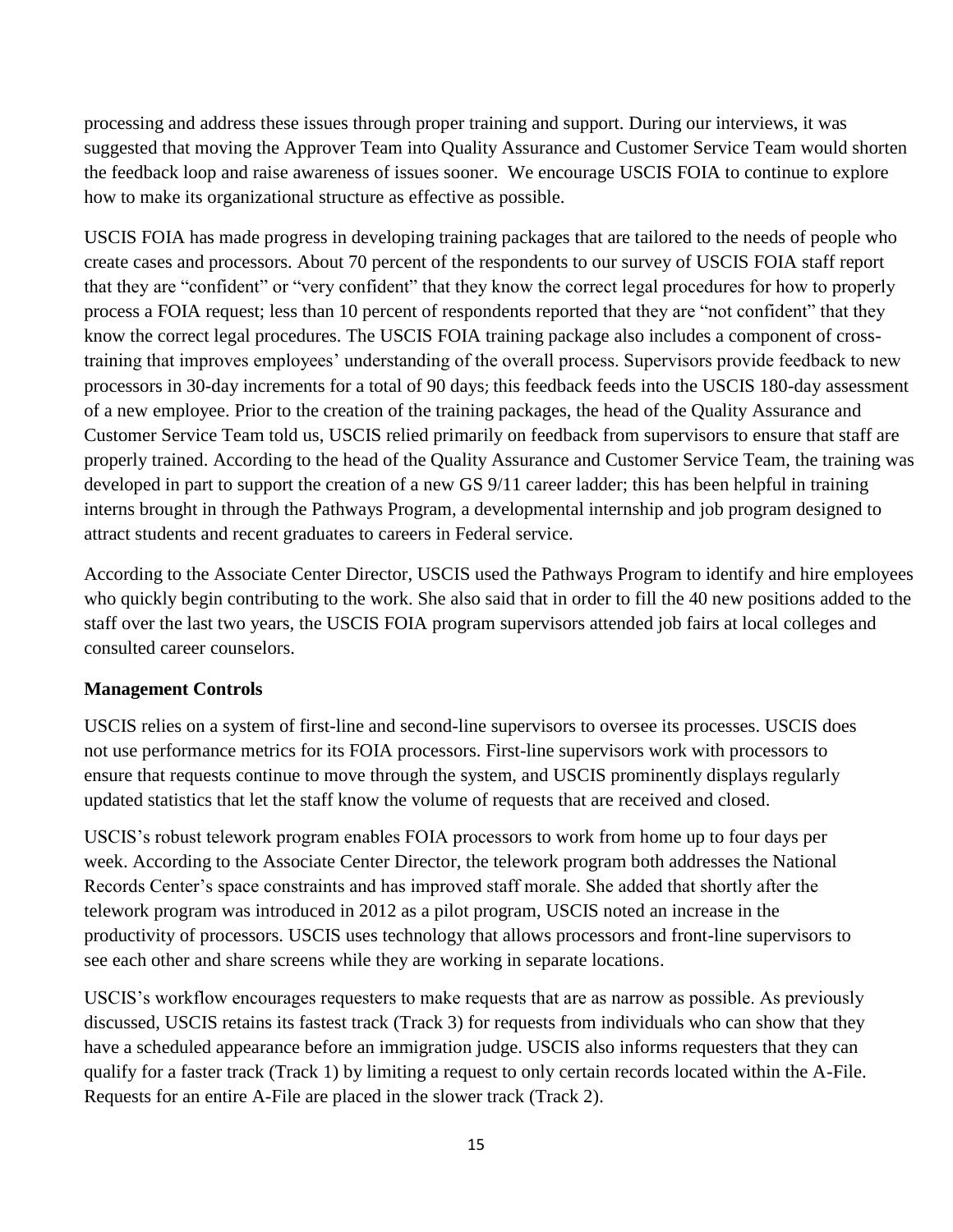processing and address these issues through proper training and support. During our interviews, it was suggested that moving the Approver Team into Quality Assurance and Customer Service Team would shorten the feedback loop and raise awareness of issues sooner. We encourage USCIS FOIA to continue to explore how to make its organizational structure as effective as possible.

USCIS FOIA has made progress in developing training packages that are tailored to the needs of people who create cases and processors. About 70 percent of the respondents to our survey of USCIS FOIA staff report that they are "confident" or "very confident" that they know the correct legal procedures for how to properly process a FOIA request; less than 10 percent of respondents reported that they are "not confident" that they know the correct legal procedures. The USCIS FOIA training package also includes a component of cross-training that improves employees' understanding of the overall process. Supervisors provide feedback to new processors in 30-day increments for a total of 90 days; this feedback feeds into the USCIS 180-day assessment of a new employee. Prior to the creation of the training packages, the head of the Quality Assurance and Customer Service Team told us, USCIS relied primarily on feedback from supervisors to ensure that staff are properly trained. According to the head of the Quality Assurance and Customer Service Team, the training was developed in part to support the creation of a new GS 9/11 career ladder; this has been helpful in training interns brought in through the Pathways Program, a developmental internship and job program designed to attract students and recent graduates to careers in Federal service.

According to the Associate Center Director, USCIS used the Pathways Program to identify and hire employees who quickly begin contributing to the work. She also said that in order to fill the 40 new positions added to the staff over the last two years, the USCIS FOIA program supervisors attended job fairs at local colleges and consulted career counselors.

**Management Controls**

USCIS relies on a system of first-line and second-line supervisors to oversee its processes. USCIS does not use performance metrics for its FOIA processors. First-line supervisors work with processors to ensure that requests continue to move through the system, and USCIS prominently displays regularly updated statistics that let the staff know the volume of requests that are received and closed.

USCIS's robust telework program enables FOIA processors to work from home up to four days per week. According to the Associate Center Director, the telework program both addresses the National Records Center's space constraints and has improved staff morale. She added that shortly after the telework program was introduced in 2012 as a pilot program, USCIS noted an increase in the productivity of processors. USCIS uses technology that allows processors and front-line supervisors to see each other and share screens while they are working in separate locations.

USCIS's workflow encourages requesters to make requests that are as narrow as possible. As previously discussed, USCIS retains its fastest track (Track 3) for requests from individuals who can show that they have a scheduled appearance before an immigration judge. USCIS also informs requesters that they can qualify for a faster track (Track 1) by limiting a request to only certain records located within the A-File. Requests for an entire A-File are placed in the slower track (Track 2).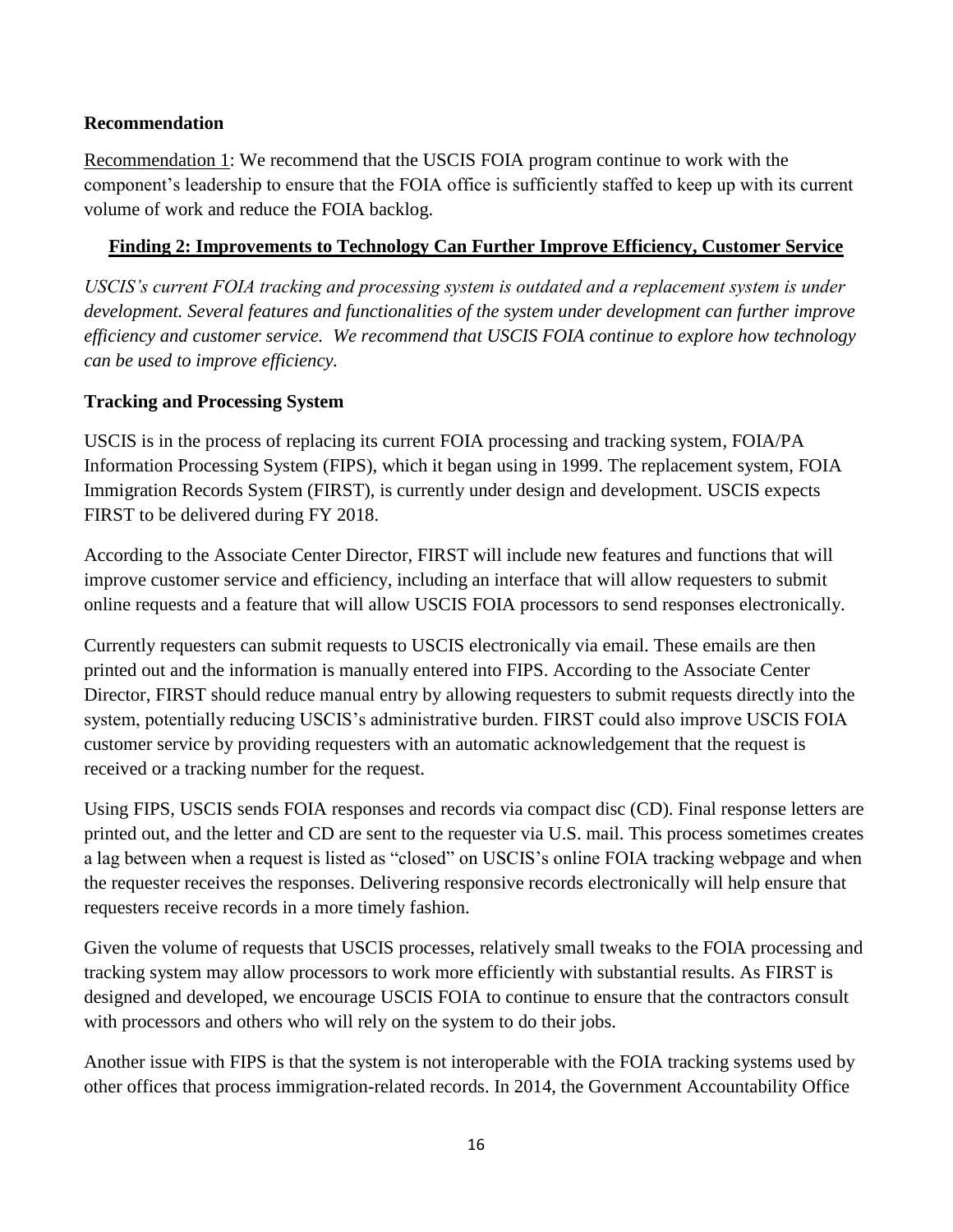### Recommendation

Recommendation 1: We recommend that the USCIS FOIA program continue to work with the component's leadership to ensure that the FOIA office is sufficiently staffed to keep up with its current volume of work and reduce the FOIA backlog.

## Finding 2: Improvements to Technology Can Further Improve Efficiency, Customer Service

*USCIS's current FOIA tracking and processing system is outdated and a replacement system is under development. Several features and functionalities of the system under development can further improve efficiency and customer service. We recommend that USCIS FOIA continue to explore how technology can be used to improve efficiency.*

### Tracking and Processing System

USCIS is in the process of replacing its current FOIA processing and tracking system, FOIA/PA Information Processing System (FIPS), which it began using in 1999. The replacement system, FOIA Immigration Records System (FIRST), is currently under design and development. USCIS expects FIRST to be delivered during FY 2018.

According to the Associate Center Director, FIRST will include new features and functions that will improve customer service and efficiency, including an interface that will allow requesters to submit online requests and a feature that will allow USCIS FOIA processors to send responses electronically.

Currently requesters can submit requests to USCIS electronically via email. These emails are then printed out and the information is manually entered into FIPS. According to the Associate Center Director, FIRST should reduce manual entry by allowing requesters to submit requests directly into the system, potentially reducing USCIS's administrative burden. FIRST could also improve USCIS FOIA customer service by providing requesters with an automatic acknowledgement that the request is received or a tracking number for the request.

Using FIPS, USCIS sends FOIA responses and records via compact disc (CD). Final response letters are printed out, and the letter and CD are sent to the requester via U.S. mail. This process sometimes creates a lag between when a request is listed as "closed" on USCIS's online FOIA tracking webpage and when the requester receives the responses. Delivering responsive records electronically will help ensure that requesters receive records in a more timely fashion.

Given the volume of requests that USCIS processes, relatively small tweaks to the FOIA processing and tracking system may allow processors to work more efficiently with substantial results. As FIRST is designed and developed, we encourage USCIS FOIA to continue to ensure that the contractors consult with processors and others who will rely on the system to do their jobs.

Another issue with FIPS is that the system is not interoperable with the FOIA tracking systems used by other offices that process immigration-related records. In 2014, the Government Accountability Office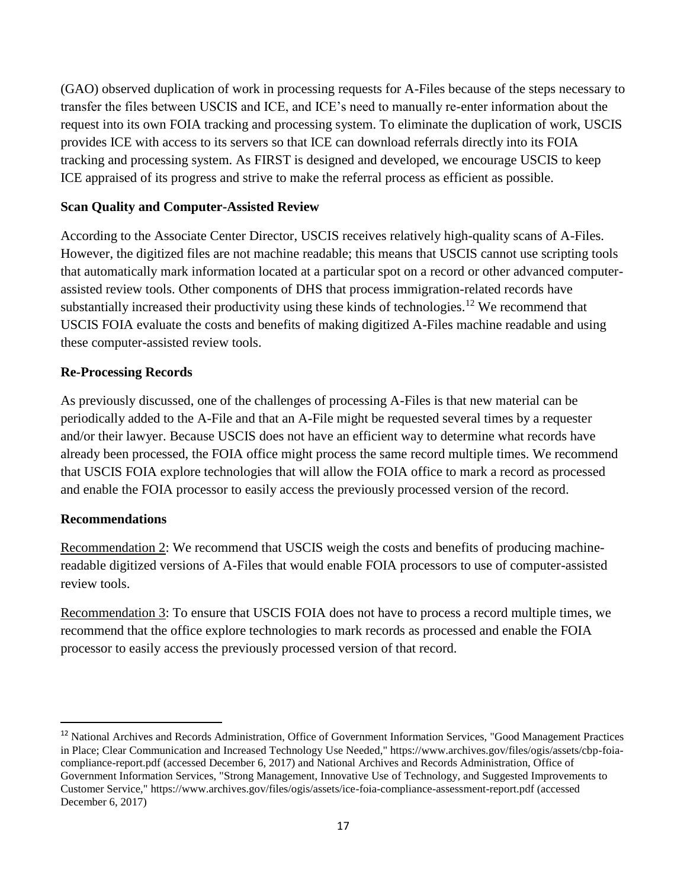(GAO) observed duplication of work in processing requests for A-Files because of the steps necessary to transfer the files between USCIS and ICE, and ICE's need to manually re-enter information about the request into its own FOIA tracking and processing system. To eliminate the duplication of work, USCIS provides ICE with access to its servers so that ICE can download referrals directly into its FOIA tracking and processing system. As FIRST is designed and developed, we encourage USCIS to keep ICE appraised of its progress and strive to make the referral process as efficient as possible.

**Scan Quality and Computer-Assisted Review**

According to the Associate Center Director, USCIS receives relatively high-quality scans of A-Files. However, the digitized files are not machine readable; this means that USCIS cannot use scripting tools that automatically mark information located at a particular spot on a record or other advanced computer-assisted review tools. Other components of DHS that process immigration-related records have substantially increased their productivity using these kinds of technologies.[12] We recommend that USCIS FOIA evaluate the costs and benefits of making digitized A-Files machine readable and using these computer-assisted review tools.

**Re-Processing Records**

As previously discussed, one of the challenges of processing A-Files is that new material can be periodically added to the A-File and that an A-File might be requested several times by a requester and/or their lawyer. Because USCIS does not have an efficient way to determine what records have already been processed, the FOIA office might process the same record multiple times. We recommend that USCIS FOIA explore technologies that will allow the FOIA office to mark a record as processed and enable the FOIA processor to easily access the previously processed version of the record.

**Recommendations**

<u>Recommendation 2</u>: We recommend that USCIS weigh the costs and benefits of producing machine-readable digitized versions of A-Files that would enable FOIA processors to use of computer-assisted review tools.

<u>Recommendation 3</u>: To ensure that USCIS FOIA does not have to process a record multiple times, we recommend that the office explore technologies to mark records as processed and enable the FOIA processor to easily access the previously processed version of that record.

---

[12] National Archives and Records Administration, Office of Government Information Services, "Good Management Practices in Place; Clear Communication and Increased Technology Use Needed," https://www.archives.gov/files/ogis/assets/cbp-foia-compliance-report.pdf (accessed December 6, 2017) and National Archives and Records Administration, Office of Government Information Services, "Strong Management, Innovative Use of Technology, and Suggested Improvements to Customer Service," https://www.archives.gov/files/ogis/assets/ice-foia-compliance-assessment-report.pdf (accessed December 6, 2017)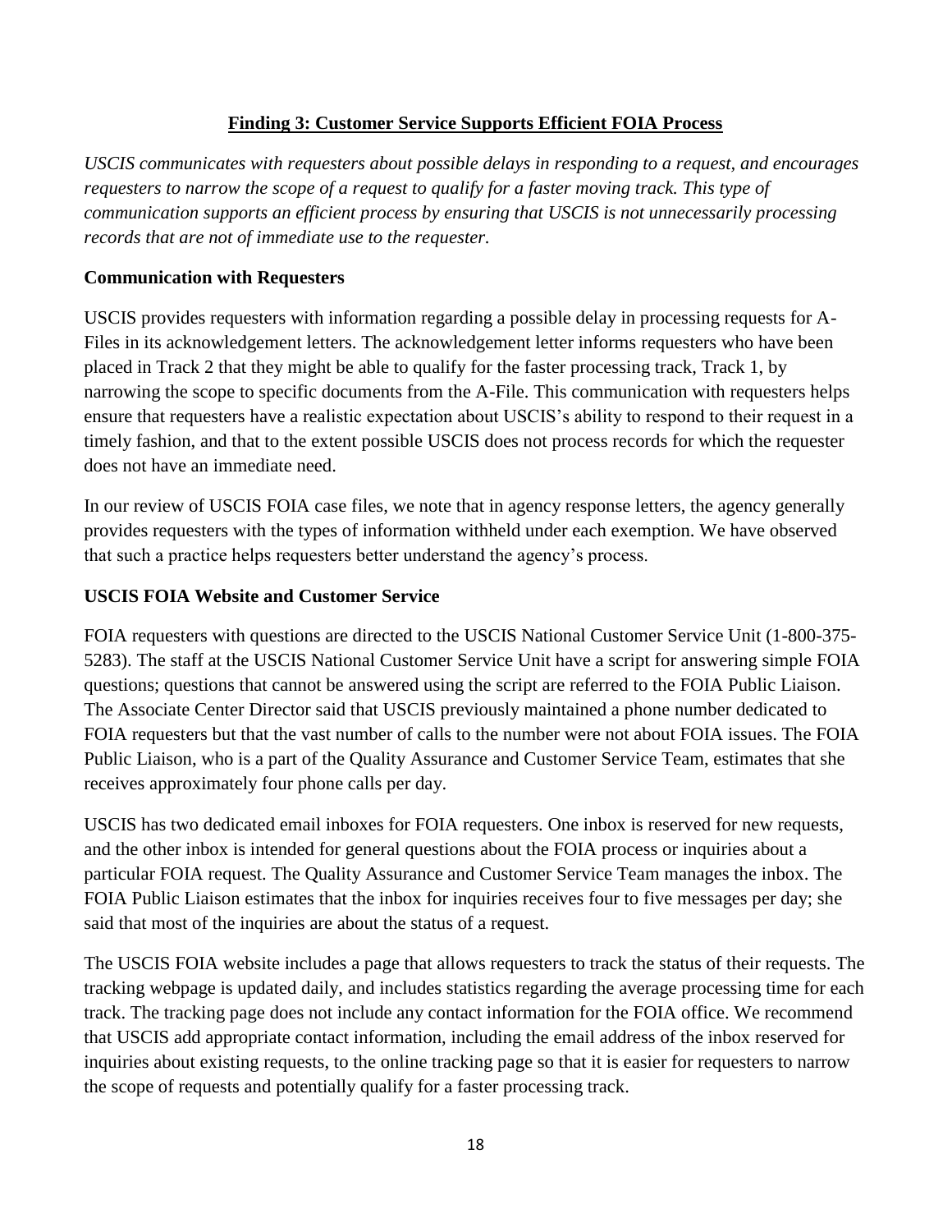## Finding 3: Customer Service Supports Efficient FOIA Process

*USCIS communicates with requesters about possible delays in responding to a request, and encourages requesters to narrow the scope of a request to qualify for a faster moving track. This type of communication supports an efficient process by ensuring that USCIS is not unnecessarily processing records that are not of immediate use to the requester.*

### Communication with Requesters

USCIS provides requesters with information regarding a possible delay in processing requests for A-Files in its acknowledgement letters. The acknowledgement letter informs requesters who have been placed in Track 2 that they might be able to qualify for the faster processing track, Track 1, by narrowing the scope to specific documents from the A-File. This communication with requesters helps ensure that requesters have a realistic expectation about USCIS's ability to respond to their request in a timely fashion, and that to the extent possible USCIS does not process records for which the requester does not have an immediate need.

In our review of USCIS FOIA case files, we note that in agency response letters, the agency generally provides requesters with the types of information withheld under each exemption. We have observed that such a practice helps requesters better understand the agency's process.

### USCIS FOIA Website and Customer Service

FOIA requesters with questions are directed to the USCIS National Customer Service Unit (1-800-375-5283). The staff at the USCIS National Customer Service Unit have a script for answering simple FOIA questions; questions that cannot be answered using the script are referred to the FOIA Public Liaison. The Associate Center Director said that USCIS previously maintained a phone number dedicated to FOIA requesters but that the vast number of calls to the number were not about FOIA issues. The FOIA Public Liaison, who is a part of the Quality Assurance and Customer Service Team, estimates that she receives approximately four phone calls per day.

USCIS has two dedicated email inboxes for FOIA requesters. One inbox is reserved for new requests, and the other inbox is intended for general questions about the FOIA process or inquiries about a particular FOIA request. The Quality Assurance and Customer Service Team manages the inbox. The FOIA Public Liaison estimates that the inbox for inquiries receives four to five messages per day; she said that most of the inquiries are about the status of a request.

The USCIS FOIA website includes a page that allows requesters to track the status of their requests. The tracking webpage is updated daily, and includes statistics regarding the average processing time for each track. The tracking page does not include any contact information for the FOIA office. We recommend that USCIS add appropriate contact information, including the email address of the inbox reserved for inquiries about existing requests, to the online tracking page so that it is easier for requesters to narrow the scope of requests and potentially qualify for a faster processing track.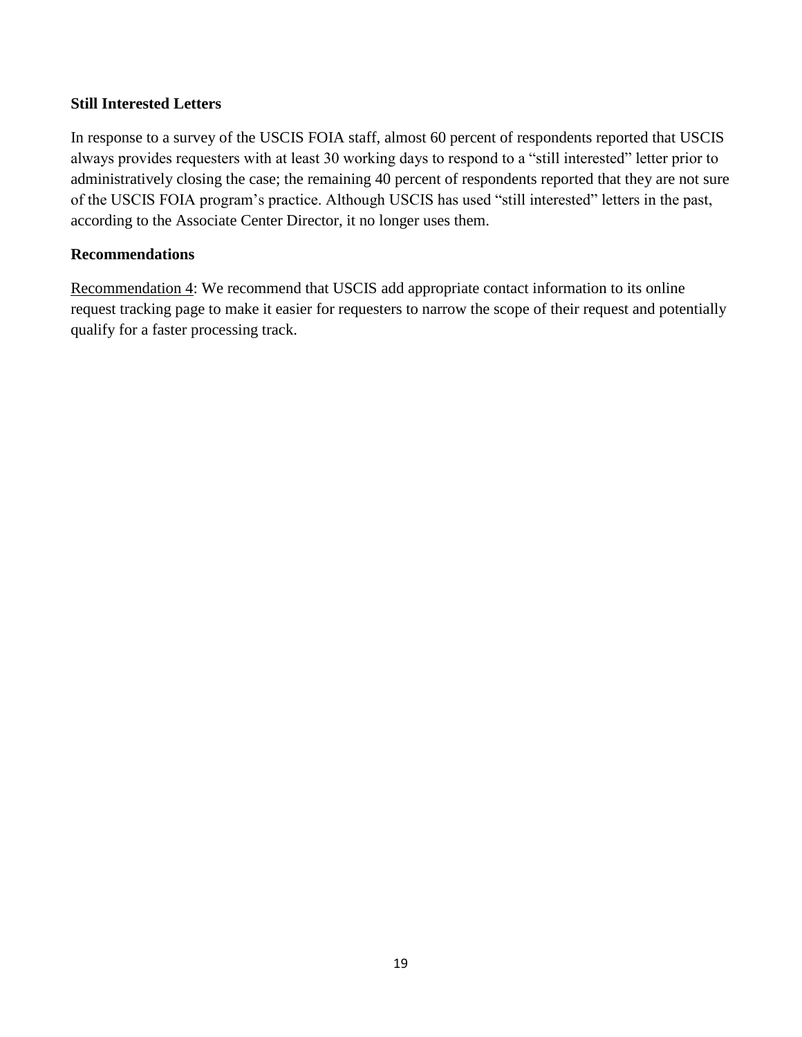**Still Interested Letters**

In response to a survey of the USCIS FOIA staff, almost 60 percent of respondents reported that USCIS always provides requesters with at least 30 working days to respond to a "still interested" letter prior to administratively closing the case; the remaining 40 percent of respondents reported that they are not sure of the USCIS FOIA program's practice. Although USCIS has used "still interested" letters in the past, according to the Associate Center Director, it no longer uses them.

**Recommendations**

Recommendation 4: We recommend that USCIS add appropriate contact information to its online request tracking page to make it easier for requesters to narrow the scope of their request and potentially qualify for a faster processing track.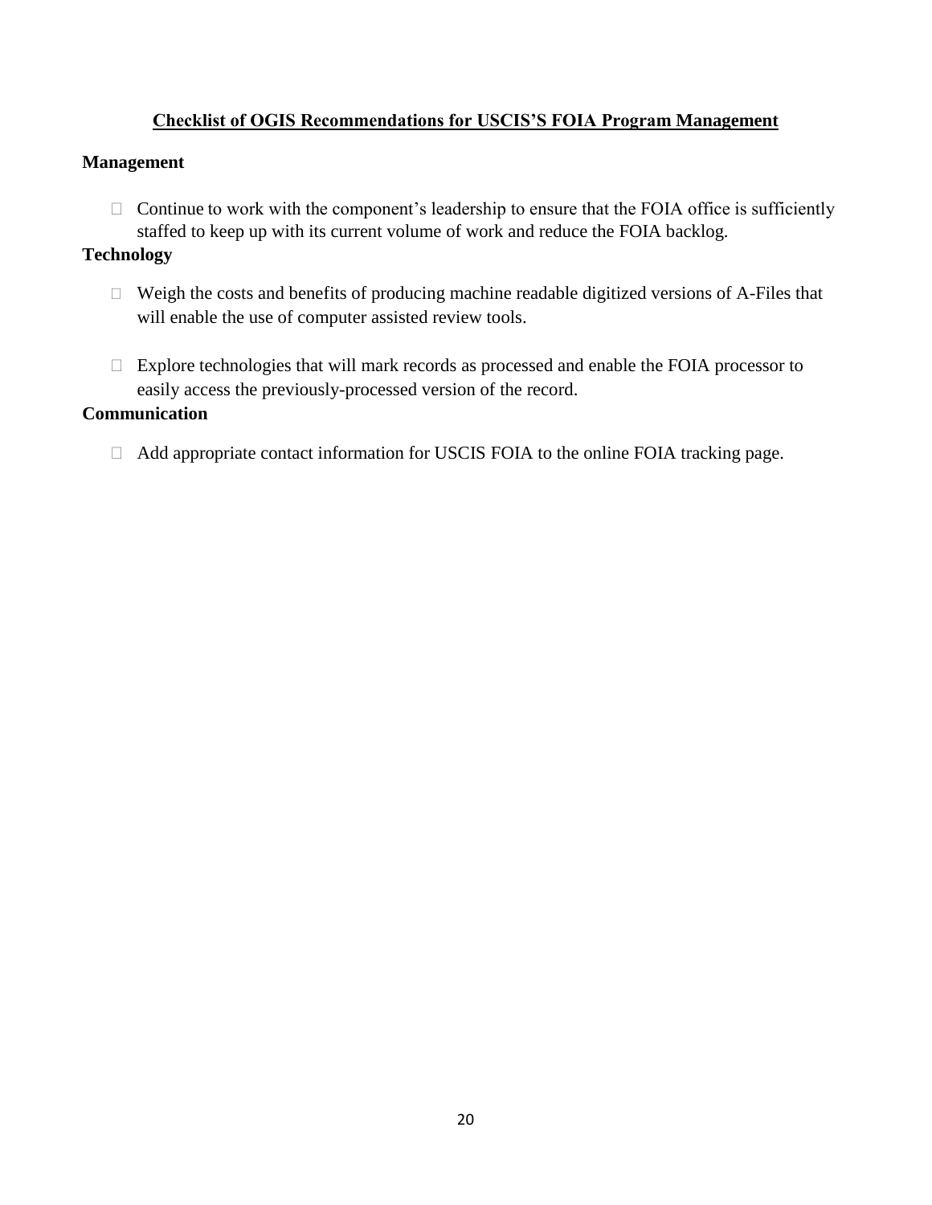## Checklist of OGIS Recommendations for USCIS'S FOIA Program Management

### Management

- [ ] Continue to work with the component's leadership to ensure that the FOIA office is sufficiently staffed to keep up with its current volume of work and reduce the FOIA backlog.

### Technology

- [ ] Weigh the costs and benefits of producing machine readable digitized versions of A-Files that will enable the use of computer assisted review tools.
- [ ] Explore technologies that will mark records as processed and enable the FOIA processor to easily access the previously-processed version of the record.

### Communication

- [ ] Add appropriate contact information for USCIS FOIA to the online FOIA tracking page.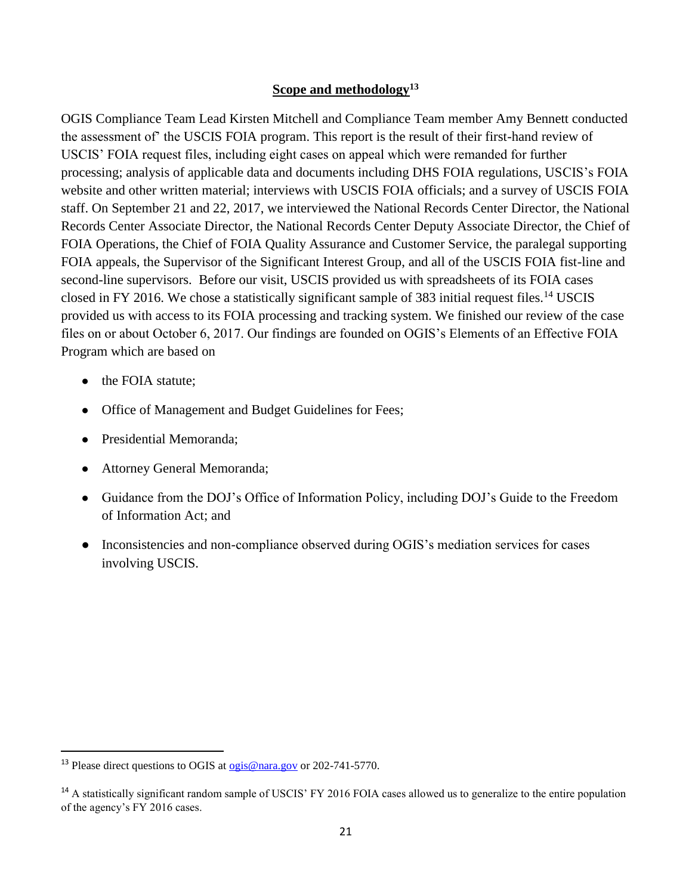## Scope and methodology[13]

OGIS Compliance Team Lead Kirsten Mitchell and Compliance Team member Amy Bennett conducted the assessment of' the USCIS FOIA program. This report is the result of their first-hand review of USCIS' FOIA request files, including eight cases on appeal which were remanded for further processing; analysis of applicable data and documents including DHS FOIA regulations, USCIS's FOIA website and other written material; interviews with USCIS FOIA officials; and a survey of USCIS FOIA staff. On September 21 and 22, 2017, we interviewed the National Records Center Director, the National Records Center Associate Director, the National Records Center Deputy Associate Director, the Chief of FOIA Operations, the Chief of FOIA Quality Assurance and Customer Service, the paralegal supporting FOIA appeals, the Supervisor of the Significant Interest Group, and all of the USCIS FOIA fist-line and second-line supervisors. Before our visit, USCIS provided us with spreadsheets of its FOIA cases closed in FY 2016. We chose a statistically significant sample of 383 initial request files.[14] USCIS provided us with access to its FOIA processing and tracking system. We finished our review of the case files on or about October 6, 2017. Our findings are founded on OGIS's Elements of an Effective FOIA Program which are based on

- the FOIA statute;
- Office of Management and Budget Guidelines for Fees;
- Presidential Memoranda;
- Attorney General Memoranda;
- Guidance from the DOJ's Office of Information Policy, including DOJ's Guide to the Freedom of Information Act; and
- Inconsistencies and non-compliance observed during OGIS's mediation services for cases involving USCIS.

---

[13] Please direct questions to OGIS at ogis@nara.gov or 202-741-5770.

[14] A statistically significant random sample of USCIS' FY 2016 FOIA cases allowed us to generalize to the entire population of the agency's FY 2016 cases.